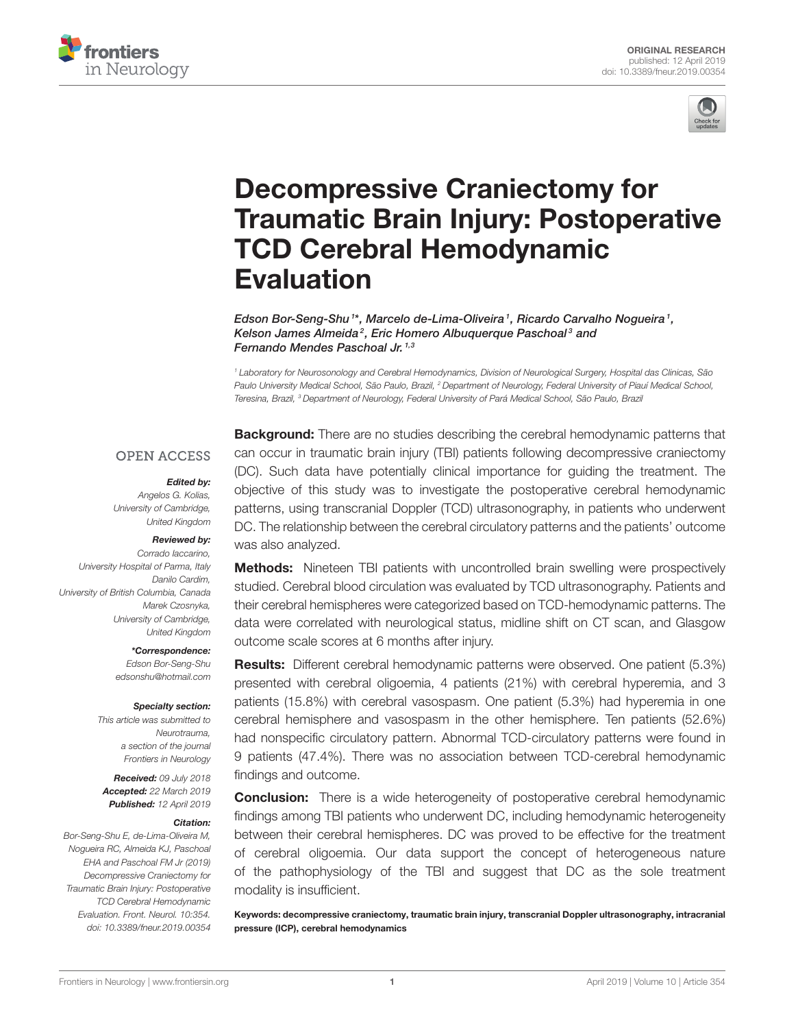ORIGINAL RESEARCH
published: 12 April 2019
doi: 10.3389/fneur.2019.00354

# Decompressive Craniectomy for Traumatic Brain Injury: Postoperative TCD Cerebral Hemodynamic Evaluation

*Edson Bor-Seng-Shu[1]\*, Marcelo de-Lima-Oliveira[1], Ricardo Carvalho Nogueira[1], Kelson James Almeida[2], Eric Homero Albuquerque Paschoal[3] and Fernando Mendes Paschoal Jr.[1,3]*

[1] Laboratory for Neurosonology and Cerebral Hemodynamics, Division of Neurological Surgery, Hospital das Clinicas, São Paulo University Medical School, São Paulo, Brazil, [2] Department of Neurology, Federal University of Piauí Medical School, Teresina, Brazil, [3] Department of Neurology, Federal University of Pará Medical School, São Paulo, Brazil

OPEN ACCESS

***Edited by:***
Angelos G. Kolias,
University of Cambridge,
United Kingdom

***Reviewed by:***
Corrado Iaccarino,
University Hospital of Parma, Italy
Danilo Cardim,
University of British Columbia, Canada
Marek Czosnyka,
University of Cambridge,
United Kingdom

***\*Correspondence:***
Edson Bor-Seng-Shu
edsonshu@hotmail.com

***Specialty section:***
This article was submitted to Neurotrauma,
a section of the journal
Frontiers in Neurology

***Received:*** 09 July 2018
***Accepted:*** 22 March 2019
***Published:*** 12 April 2019

***Citation:***
Bor-Seng-Shu E, de-Lima-Oliveira M, Nogueira RC, Almeida KJ, Paschoal EHA and Paschoal FM Jr (2019) Decompressive Craniectomy for Traumatic Brain Injury: Postoperative TCD Cerebral Hemodynamic Evaluation. Front. Neurol. 10:354. doi: 10.3389/fneur.2019.00354

**Background:** There are no studies describing the cerebral hemodynamic patterns that can occur in traumatic brain injury (TBI) patients following decompressive craniectomy (DC). Such data have potentially clinical importance for guiding the treatment. The objective of this study was to investigate the postoperative cerebral hemodynamic patterns, using transcranial Doppler (TCD) ultrasonography, in patients who underwent DC. The relationship between the cerebral circulatory patterns and the patients' outcome was also analyzed.

**Methods:** Nineteen TBI patients with uncontrolled brain swelling were prospectively studied. Cerebral blood circulation was evaluated by TCD ultrasonography. Patients and their cerebral hemispheres were categorized based on TCD-hemodynamic patterns. The data were correlated with neurological status, midline shift on CT scan, and Glasgow outcome scale scores at 6 months after injury.

**Results:** Different cerebral hemodynamic patterns were observed. One patient (5.3%) presented with cerebral oligoemia, 4 patients (21%) with cerebral hyperemia, and 3 patients (15.8%) with cerebral vasospasm. One patient (5.3%) had hyperemia in one cerebral hemisphere and vasospasm in the other hemisphere. Ten patients (52.6%) had nonspecific circulatory pattern. Abnormal TCD-circulatory patterns were found in 9 patients (47.4%). There was no association between TCD-cerebral hemodynamic findings and outcome.

**Conclusion:** There is a wide heterogeneity of postoperative cerebral hemodynamic findings among TBI patients who underwent DC, including hemodynamic heterogeneity between their cerebral hemispheres. DC was proved to be effective for the treatment of cerebral oligoemia. Our data support the concept of heterogeneous nature of the pathophysiology of the TBI and suggest that DC as the sole treatment modality is insufficient.

**Keywords: decompressive craniectomy, traumatic brain injury, transcranial Doppler ultrasonography, intracranial pressure (ICP), cerebral hemodynamics**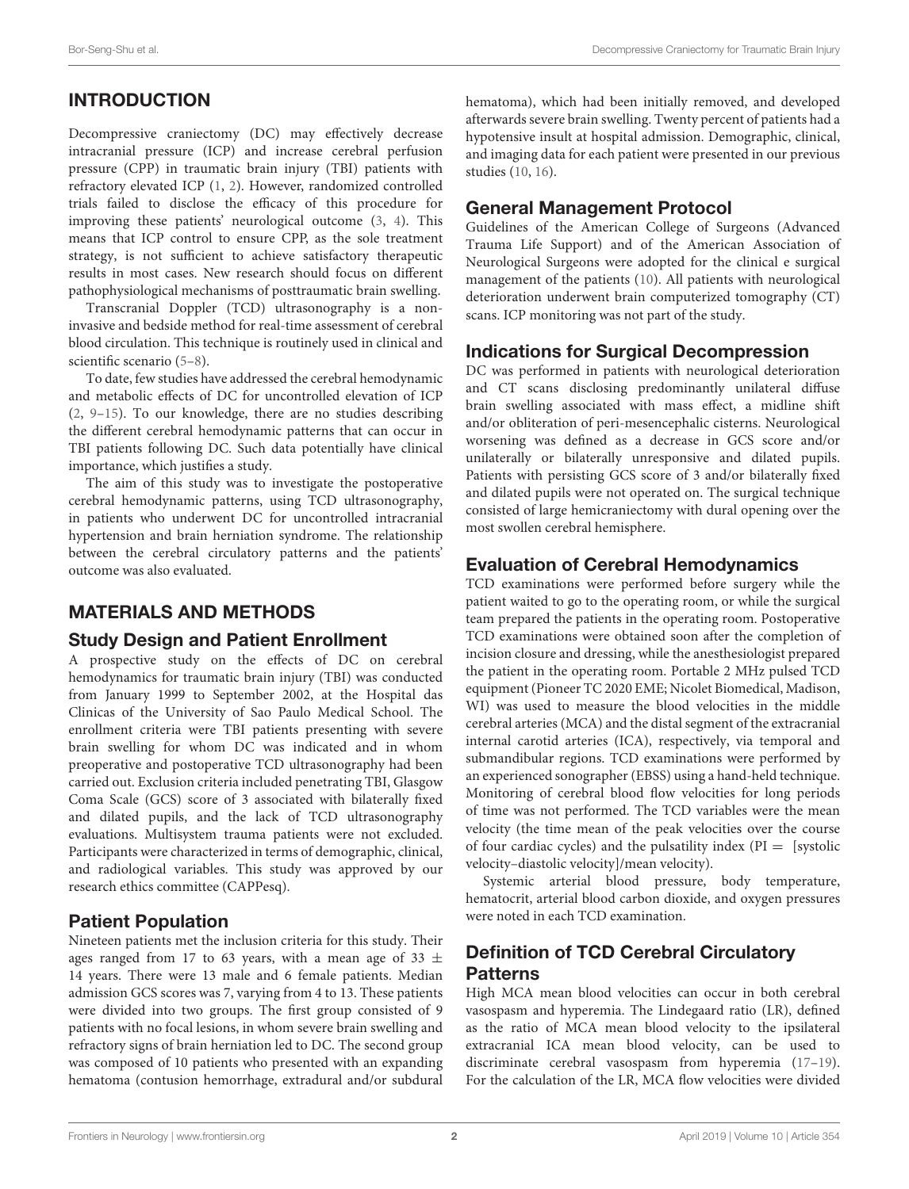## INTRODUCTION

Decompressive craniectomy (DC) may effectively decrease intracranial pressure (ICP) and increase cerebral perfusion pressure (CPP) in traumatic brain injury (TBI) patients with refractory elevated ICP (1, 2). However, randomized controlled trials failed to disclose the efficacy of this procedure for improving these patients' neurological outcome (3, 4). This means that ICP control to ensure CPP, as the sole treatment strategy, is not sufficient to achieve satisfactory therapeutic results in most cases. New research should focus on different pathophysiological mechanisms of posttraumatic brain swelling.

Transcranial Doppler (TCD) ultrasonography is a non-invasive and bedside method for real-time assessment of cerebral blood circulation. This technique is routinely used in clinical and scientific scenario (5–8).

To date, few studies have addressed the cerebral hemodynamic and metabolic effects of DC for uncontrolled elevation of ICP (2, 9–15). To our knowledge, there are no studies describing the different cerebral hemodynamic patterns that can occur in TBI patients following DC. Such data potentially have clinical importance, which justifies a study.

The aim of this study was to investigate the postoperative cerebral hemodynamic patterns, using TCD ultrasonography, in patients who underwent DC for uncontrolled intracranial hypertension and brain herniation syndrome. The relationship between the cerebral circulatory patterns and the patients' outcome was also evaluated.

## MATERIALS AND METHODS

### Study Design and Patient Enrollment

A prospective study on the effects of DC on cerebral hemodynamics for traumatic brain injury (TBI) was conducted from January 1999 to September 2002, at the Hospital das Clinicas of the University of Sao Paulo Medical School. The enrollment criteria were TBI patients presenting with severe brain swelling for whom DC was indicated and in whom preoperative and postoperative TCD ultrasonography had been carried out. Exclusion criteria included penetrating TBI, Glasgow Coma Scale (GCS) score of 3 associated with bilaterally fixed and dilated pupils, and the lack of TCD ultrasonography evaluations. Multisystem trauma patients were not excluded. Participants were characterized in terms of demographic, clinical, and radiological variables. This study was approved by our research ethics committee (CAPPesq).

### Patient Population

Nineteen patients met the inclusion criteria for this study. Their ages ranged from 17 to 63 years, with a mean age of 33 ± 14 years. There were 13 male and 6 female patients. Median admission GCS scores was 7, varying from 4 to 13. These patients were divided into two groups. The first group consisted of 9 patients with no focal lesions, in whom severe brain swelling and refractory signs of brain herniation led to DC. The second group was composed of 10 patients who presented with an expanding hematoma (contusion hemorrhage, extradural and/or subdural hematoma), which had been initially removed, and developed afterwards severe brain swelling. Twenty percent of patients had a hypotensive insult at hospital admission. Demographic, clinical, and imaging data for each patient were presented in our previous studies (10, 16).

### General Management Protocol

Guidelines of the American College of Surgeons (Advanced Trauma Life Support) and of the American Association of Neurological Surgeons were adopted for the clinical e surgical management of the patients (10). All patients with neurological deterioration underwent brain computerized tomography (CT) scans. ICP monitoring was not part of the study.

### Indications for Surgical Decompression

DC was performed in patients with neurological deterioration and CT scans disclosing predominantly unilateral diffuse brain swelling associated with mass effect, a midline shift and/or obliteration of peri-mesencephalic cisterns. Neurological worsening was defined as a decrease in GCS score and/or unilaterally or bilaterally unresponsive and dilated pupils. Patients with persisting GCS score of 3 and/or bilaterally fixed and dilated pupils were not operated on. The surgical technique consisted of large hemicraniectomy with dural opening over the most swollen cerebral hemisphere.

### Evaluation of Cerebral Hemodynamics

TCD examinations were performed before surgery while the patient waited to go to the operating room, or while the surgical team prepared the patients in the operating room. Postoperative TCD examinations were obtained soon after the completion of incision closure and dressing, while the anesthesiologist prepared the patient in the operating room. Portable 2 MHz pulsed TCD equipment (Pioneer TC 2020 EME; Nicolet Biomedical, Madison, WI) was used to measure the blood velocities in the middle cerebral arteries (MCA) and the distal segment of the extracranial internal carotid arteries (ICA), respectively, via temporal and submandibular regions. TCD examinations were performed by an experienced sonographer (EBSS) using a hand-held technique. Monitoring of cerebral blood flow velocities for long periods of time was not performed. The TCD variables were the mean velocity (the time mean of the peak velocities over the course of four cardiac cycles) and the pulsatility index (PI = [systolic velocity–diastolic velocity]/mean velocity).

Systemic arterial blood pressure, body temperature, hematocrit, arterial blood carbon dioxide, and oxygen pressures were noted in each TCD examination.

### Definition of TCD Cerebral Circulatory Patterns

High MCA mean blood velocities can occur in both cerebral vasospasm and hyperemia. The Lindegaard ratio (LR), defined as the ratio of MCA mean blood velocity to the ipsilateral extracranial ICA mean blood velocity, can be used to discriminate cerebral vasospasm from hyperemia (17–19). For the calculation of the LR, MCA flow velocities were divided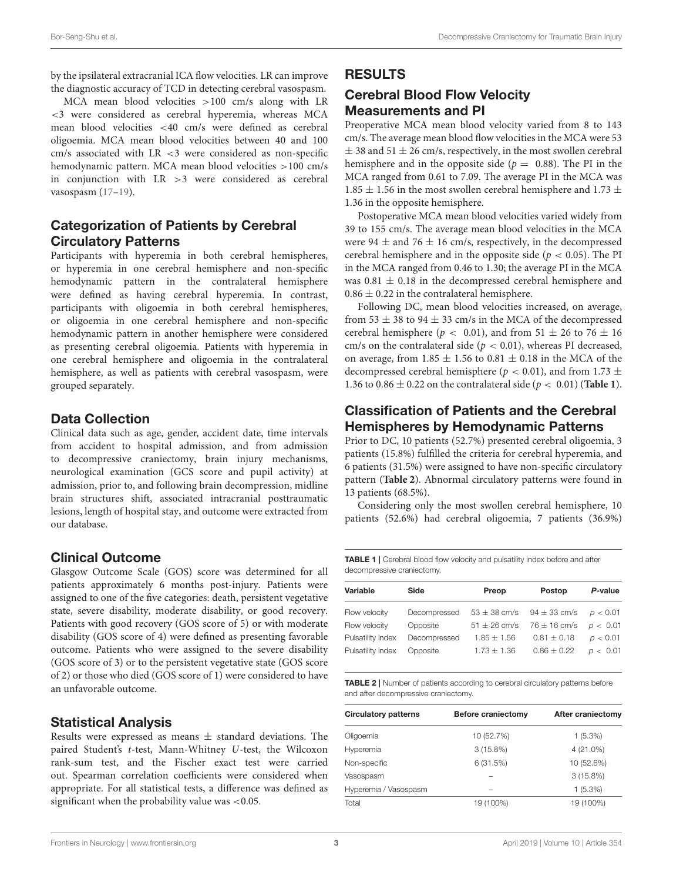by the ipsilateral extracranial ICA flow velocities. LR can improve the diagnostic accuracy of TCD in detecting cerebral vasospasm.

MCA mean blood velocities >100 cm/s along with LR <3 were considered as cerebral hyperemia, whereas MCA mean blood velocities <40 cm/s were defined as cerebral oligoemia. MCA mean blood velocities between 40 and 100 cm/s associated with LR <3 were considered as non-specific hemodynamic pattern. MCA mean blood velocities >100 cm/s in conjunction with LR >3 were considered as cerebral vasospasm (17–19).

## Categorization of Patients by Cerebral Circulatory Patterns

Participants with hyperemia in both cerebral hemispheres, or hyperemia in one cerebral hemisphere and non-specific hemodynamic pattern in the contralateral hemisphere were defined as having cerebral hyperemia. In contrast, participants with oligoemia in both cerebral hemispheres, or oligoemia in one cerebral hemisphere and non-specific hemodynamic pattern in another hemisphere were considered as presenting cerebral oligoemia. Patients with hyperemia in one cerebral hemisphere and oligoemia in the contralateral hemisphere, as well as patients with cerebral vasospasm, were grouped separately.

## Data Collection

Clinical data such as age, gender, accident date, time intervals from accident to hospital admission, and from admission to decompressive craniectomy, brain injury mechanisms, neurological examination (GCS score and pupil activity) at admission, prior to, and following brain decompression, midline brain structures shift, associated intracranial posttraumatic lesions, length of hospital stay, and outcome were extracted from our database.

## Clinical Outcome

Glasgow Outcome Scale (GOS) score was determined for all patients approximately 6 months post-injury. Patients were assigned to one of the five categories: death, persistent vegetative state, severe disability, moderate disability, or good recovery. Patients with good recovery (GOS score of 5) or with moderate disability (GOS score of 4) were defined as presenting favorable outcome. Patients who were assigned to the severe disability (GOS score of 3) or to the persistent vegetative state (GOS score of 2) or those who died (GOS score of 1) were considered to have an unfavorable outcome.

## Statistical Analysis

Results were expressed as means ± standard deviations. The paired Student's *t*-test, Mann-Whitney *U*-test, the Wilcoxon rank-sum test, and the Fischer exact test were carried out. Spearman correlation coefficients were considered when appropriate. For all statistical tests, a difference was defined as significant when the probability value was <0.05.

# RESULTS

## Cerebral Blood Flow Velocity Measurements and PI

Preoperative MCA mean blood velocity varied from 8 to 143 cm/s. The average mean blood flow velocities in the MCA were 53 ± 38 and 51 ± 26 cm/s, respectively, in the most swollen cerebral hemisphere and in the opposite side ($p = 0.88$). The PI in the MCA ranged from 0.61 to 7.09. The average PI in the MCA was 1.85 ± 1.56 in the most swollen cerebral hemisphere and 1.73 ± 1.36 in the opposite hemisphere.

Postoperative MCA mean blood velocities varied widely from 39 to 155 cm/s. The average mean blood velocities in the MCA were 94 ± and 76 ± 16 cm/s, respectively, in the decompressed cerebral hemisphere and in the opposite side ($p < 0.05$). The PI in the MCA ranged from 0.46 to 1.30; the average PI in the MCA was 0.81 ± 0.18 in the decompressed cerebral hemisphere and 0.86 ± 0.22 in the contralateral hemisphere.

Following DC, mean blood velocities increased, on average, from 53 ± 38 to 94 ± 33 cm/s in the MCA of the decompressed cerebral hemisphere ($p < 0.01$), and from 51 ± 26 to 76 ± 16 cm/s on the contralateral side ($p < 0.01$), whereas PI decreased, on average, from 1.85 ± 1.56 to 0.81 ± 0.18 in the MCA of the decompressed cerebral hemisphere ($p < 0.01$), and from 1.73 ± 1.36 to 0.86 ± 0.22 on the contralateral side ($p < 0.01$) (**Table 1**).

## Classification of Patients and the Cerebral Hemispheres by Hemodynamic Patterns

Prior to DC, 10 patients (52.7%) presented cerebral oligoemia, 3 patients (15.8%) fulfilled the criteria for cerebral hyperemia, and 6 patients (31.5%) were assigned to have non-specific circulatory pattern (**Table 2**). Abnormal circulatory patterns were found in 13 patients (68.5%).

Considering only the most swollen cerebral hemisphere, 10 patients (52.6%) had cerebral oligoemia, 7 patients (36.9%)

**TABLE 1** | Cerebral blood flow velocity and pulsatility index before and after decompressive craniectomy.

| Variable | Side | Preop | Postop | *P*-value |
|---|---|---|---|---|
| Flow velocity | Decompressed | 53 ± 38 cm/s | 94 ± 33 cm/s | $p < 0.01$ |
| Flow velocity | Opposite | 51 ± 26 cm/s | 76 ± 16 cm/s | $p < 0.01$ |
| Pulsatility index | Decompressed | 1.85 ± 1.56 | 0.81 ± 0.18 | $p < 0.01$ |
| Pulsatility index | Opposite | 1.73 ± 1.36 | 0.86 ± 0.22 | $p < 0.01$ |

**TABLE 2** | Number of patients according to cerebral circulatory patterns before and after decompressive craniectomy.

| Circulatory patterns | Before craniectomy | After craniectomy |
|---|---|---|
| Oligoemia | 10 (52.7%) | 1 (5.3%) |
| Hyperemia | 3 (15.8%) | 4 (21.0%) |
| Non-specific | 6 (31.5%) | 10 (52.6%) |
| Vasospasm | – | 3 (15.8%) |
| Hyperemia / Vasospasm | – | 1 (5.3%) |
| Total | 19 (100%) | 19 (100%) |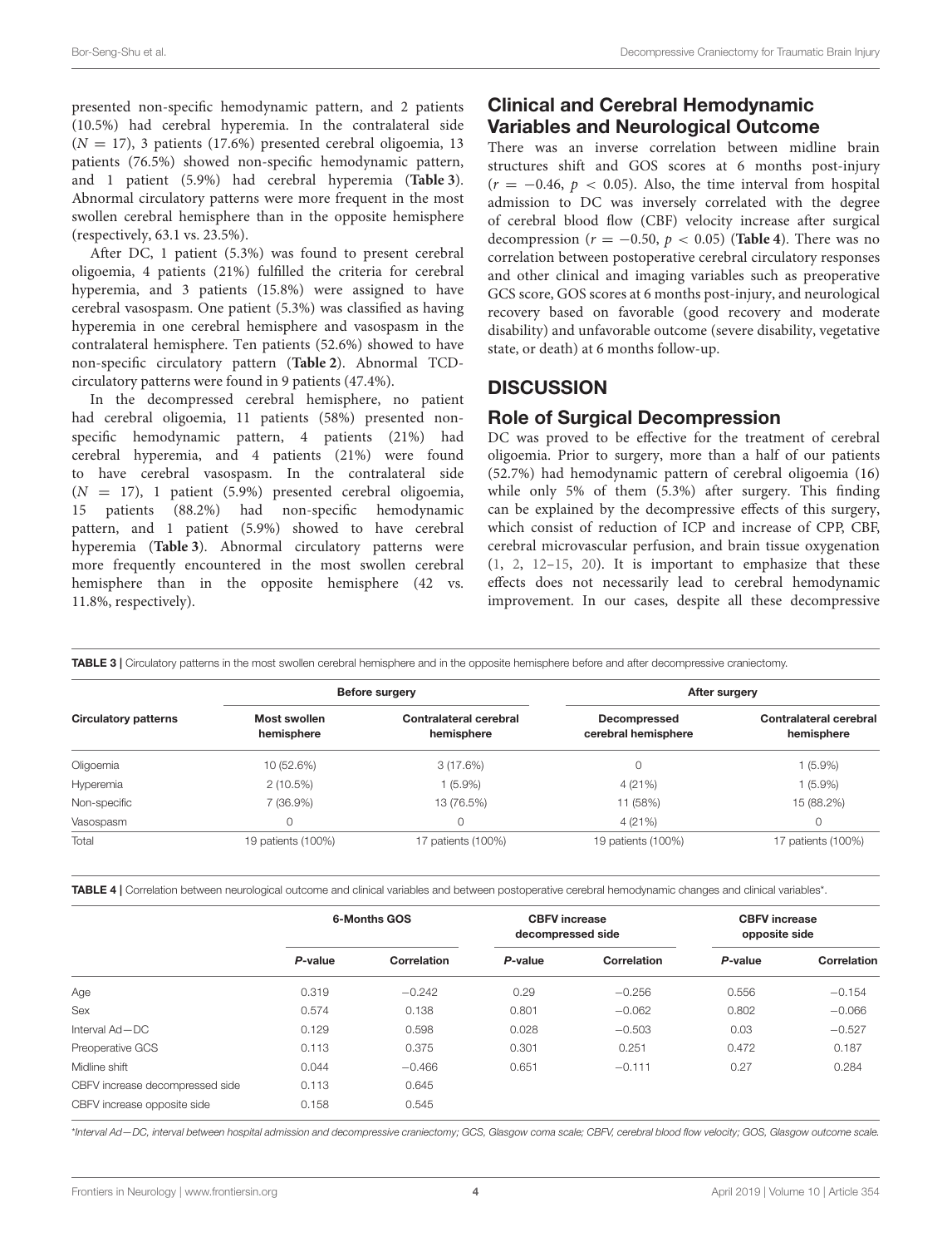presented non-specific hemodynamic pattern, and 2 patients (10.5%) had cerebral hyperemia. In the contralateral side ($N = 17$), 3 patients (17.6%) presented cerebral oligoemia, 13 patients (76.5%) showed non-specific hemodynamic pattern, and 1 patient (5.9%) had cerebral hyperemia (**Table 3**). Abnormal circulatory patterns were more frequent in the most swollen cerebral hemisphere than in the opposite hemisphere (respectively, 63.1 vs. 23.5%).

After DC, 1 patient (5.3%) was found to present cerebral oligoemia, 4 patients (21%) fulfilled the criteria for cerebral hyperemia, and 3 patients (15.8%) were assigned to have cerebral vasospasm. One patient (5.3%) was classified as having hyperemia in one cerebral hemisphere and vasospasm in the contralateral hemisphere. Ten patients (52.6%) showed to have non-specific circulatory pattern (**Table 2**). Abnormal TCD-circulatory patterns were found in 9 patients (47.4%).

In the decompressed cerebral hemisphere, no patient had cerebral oligoemia, 11 patients (58%) presented non-specific hemodynamic pattern, 4 patients (21%) had cerebral hyperemia, and 4 patients (21%) were found to have cerebral vasospasm. In the contralateral side ($N = 17$), 1 patient (5.9%) presented cerebral oligoemia, 15 patients (88.2%) had non-specific hemodynamic pattern, and 1 patient (5.9%) showed to have cerebral hyperemia (**Table 3**). Abnormal circulatory patterns were more frequently encountered in the most swollen cerebral hemisphere than in the opposite hemisphere (42 vs. 11.8%, respectively).

## Clinical and Cerebral Hemodynamic Variables and Neurological Outcome

There was an inverse correlation between midline brain structures shift and GOS scores at 6 months post-injury ($r = -0.46$, $p < 0.05$). Also, the time interval from hospital admission to DC was inversely correlated with the degree of cerebral blood flow (CBF) velocity increase after surgical decompression ($r = -0.50$, $p < 0.05$) (**Table 4**). There was no correlation between postoperative cerebral circulatory responses and other clinical and imaging variables such as preoperative GCS score, GOS scores at 6 months post-injury, and neurological recovery based on favorable (good recovery and moderate disability) and unfavorable outcome (severe disability, vegetative state, or death) at 6 months follow-up.

# DISCUSSION

## Role of Surgical Decompression

DC was proved to be effective for the treatment of cerebral oligoemia. Prior to surgery, more than a half of our patients (52.7%) had hemodynamic pattern of cerebral oligoemia (16) while only 5% of them (5.3%) after surgery. This finding can be explained by the decompressive effects of this surgery, which consist of reduction of ICP and increase of CPP, CBF, cerebral microvascular perfusion, and brain tissue oxygenation (1, 2, 12–15, 20). It is important to emphasize that these effects does not necessarily lead to cerebral hemodynamic improvement. In our cases, despite all these decompressive

**TABLE 3** | Circulatory patterns in the most swollen cerebral hemisphere and in the opposite hemisphere before and after decompressive craniectomy.

| Circulatory patterns | Before surgery | | After surgery | |
|---|---|---|---|---|
| | Most swollen hemisphere | Contralateral cerebral hemisphere | Decompressed cerebral hemisphere | Contralateral cerebral hemisphere |
| Oligoemia | 10 (52.6%) | 3 (17.6%) | 0 | 1 (5.9%) |
| Hyperemia | 2 (10.5%) | 1 (5.9%) | 4 (21%) | 1 (5.9%) |
| Non-specific | 7 (36.9%) | 13 (76.5%) | 11 (58%) | 15 (88.2%) |
| Vasospasm | 0 | 0 | 4 (21%) | 0 |
| Total | 19 patients (100%) | 17 patients (100%) | 19 patients (100%) | 17 patients (100%) |

**TABLE 4** | Correlation between neurological outcome and clinical variables and between postoperative cerebral hemodynamic changes and clinical variables*.

| | 6-Months GOS | | CBFV increase decompressed side | | CBFV increase opposite side | |
|---|---|---|---|---|---|---|
| | *P*-value | Correlation | *P*-value | Correlation | *P*-value | Correlation |
| Age | 0.319 | −0.242 | 0.29 | −0.256 | 0.556 | −0.154 |
| Sex | 0.574 | 0.138 | 0.801 | −0.062 | 0.802 | −0.066 |
| Interval Ad—DC | 0.129 | 0.598 | 0.028 | −0.503 | 0.03 | −0.527 |
| Preoperative GCS | 0.113 | 0.375 | 0.301 | 0.251 | 0.472 | 0.187 |
| Midline shift | 0.044 | −0.466 | 0.651 | −0.111 | 0.27 | 0.284 |
| CBFV increase decompressed side | 0.113 | 0.645 | | | | |
| CBFV increase opposite side | 0.158 | 0.545 | | | | |

*\*Interval Ad—DC, interval between hospital admission and decompressive craniectomy; GCS, Glasgow coma scale; CBFV, cerebral blood flow velocity; GOS, Glasgow outcome scale.*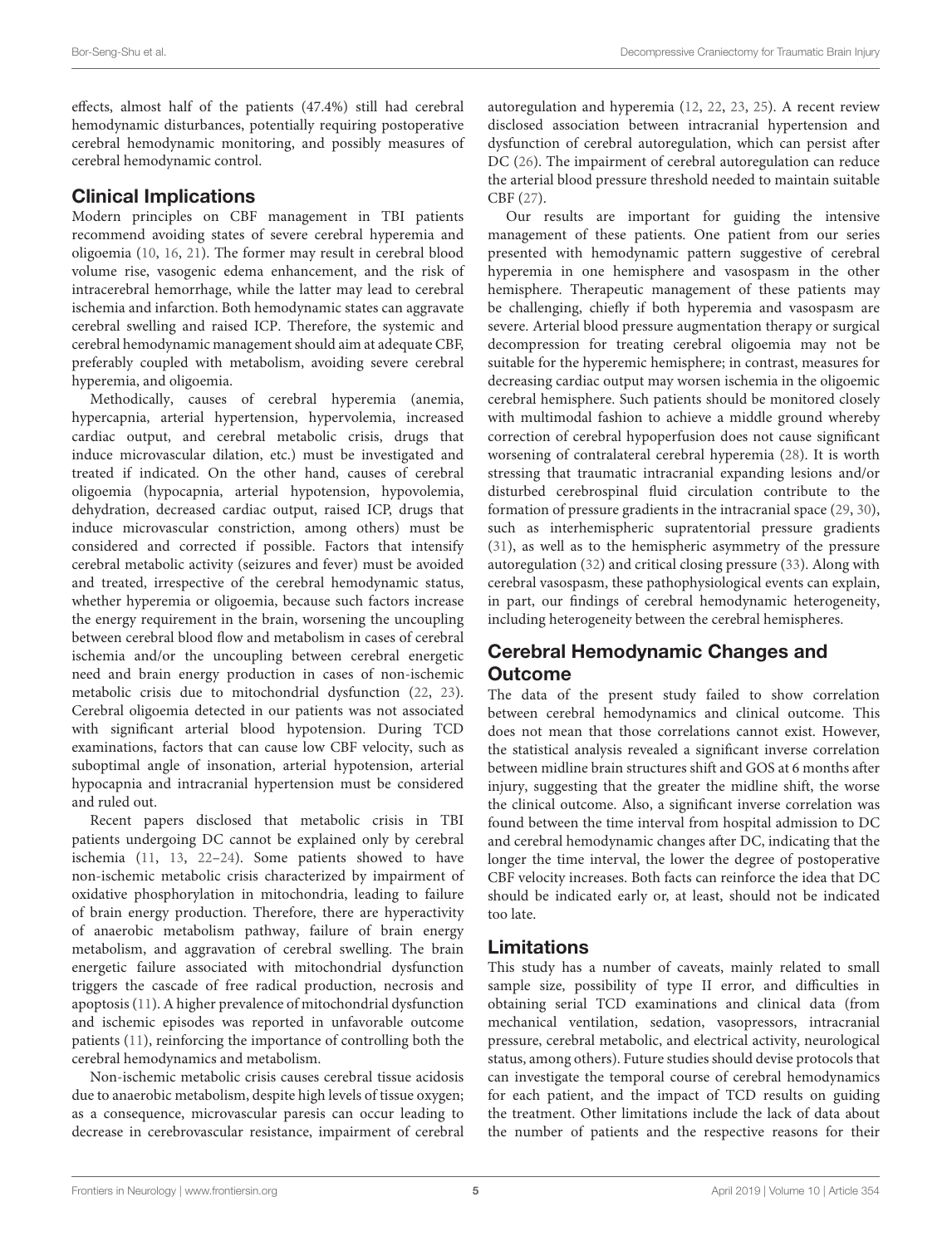effects, almost half of the patients (47.4%) still had cerebral hemodynamic disturbances, potentially requiring postoperative cerebral hemodynamic monitoring, and possibly measures of cerebral hemodynamic control.

## Clinical Implications

Modern principles on CBF management in TBI patients recommend avoiding states of severe cerebral hyperemia and oligoemia (10, 16, 21). The former may result in cerebral blood volume rise, vasogenic edema enhancement, and the risk of intracerebral hemorrhage, while the latter may lead to cerebral ischemia and infarction. Both hemodynamic states can aggravate cerebral swelling and raised ICP. Therefore, the systemic and cerebral hemodynamic management should aim at adequate CBF, preferably coupled with metabolism, avoiding severe cerebral hyperemia, and oligoemia.

Methodically, causes of cerebral hyperemia (anemia, hypercapnia, arterial hypertension, hypervolemia, increased cardiac output, and cerebral metabolic crisis, drugs that induce microvascular dilation, etc.) must be investigated and treated if indicated. On the other hand, causes of cerebral oligoemia (hypocapnia, arterial hypotension, hypovolemia, dehydration, decreased cardiac output, raised ICP, drugs that induce microvascular constriction, among others) must be considered and corrected if possible. Factors that intensify cerebral metabolic activity (seizures and fever) must be avoided and treated, irrespective of the cerebral hemodynamic status, whether hyperemia or oligoemia, because such factors increase the energy requirement in the brain, worsening the uncoupling between cerebral blood flow and metabolism in cases of cerebral ischemia and/or the uncoupling between cerebral energetic need and brain energy production in cases of non-ischemic metabolic crisis due to mitochondrial dysfunction (22, 23). Cerebral oligoemia detected in our patients was not associated with significant arterial blood hypotension. During TCD examinations, factors that can cause low CBF velocity, such as suboptimal angle of insonation, arterial hypotension, arterial hypocapnia and intracranial hypertension must be considered and ruled out.

Recent papers disclosed that metabolic crisis in TBI patients undergoing DC cannot be explained only by cerebral ischemia (11, 13, 22–24). Some patients showed to have non-ischemic metabolic crisis characterized by impairment of oxidative phosphorylation in mitochondria, leading to failure of brain energy production. Therefore, there are hyperactivity of anaerobic metabolism pathway, failure of brain energy metabolism, and aggravation of cerebral swelling. The brain energetic failure associated with mitochondrial dysfunction triggers the cascade of free radical production, necrosis and apoptosis (11). A higher prevalence of mitochondrial dysfunction and ischemic episodes was reported in unfavorable outcome patients (11), reinforcing the importance of controlling both the cerebral hemodynamics and metabolism.

Non-ischemic metabolic crisis causes cerebral tissue acidosis due to anaerobic metabolism, despite high levels of tissue oxygen; as a consequence, microvascular paresis can occur leading to decrease in cerebrovascular resistance, impairment of cerebral autoregulation and hyperemia (12, 22, 23, 25). A recent review disclosed association between intracranial hypertension and dysfunction of cerebral autoregulation, which can persist after DC (26). The impairment of cerebral autoregulation can reduce the arterial blood pressure threshold needed to maintain suitable CBF (27).

Our results are important for guiding the intensive management of these patients. One patient from our series presented with hemodynamic pattern suggestive of cerebral hyperemia in one hemisphere and vasospasm in the other hemisphere. Therapeutic management of these patients may be challenging, chiefly if both hyperemia and vasospasm are severe. Arterial blood pressure augmentation therapy or surgical decompression for treating cerebral oligoemia may not be suitable for the hyperemic hemisphere; in contrast, measures for decreasing cardiac output may worsen ischemia in the oligoemic cerebral hemisphere. Such patients should be monitored closely with multimodal fashion to achieve a middle ground whereby correction of cerebral hypoperfusion does not cause significant worsening of contralateral cerebral hyperemia (28). It is worth stressing that traumatic intracranial expanding lesions and/or disturbed cerebrospinal fluid circulation contribute to the formation of pressure gradients in the intracranial space (29, 30), such as interhemispheric supratentorial pressure gradients (31), as well as to the hemispheric asymmetry of the pressure autoregulation (32) and critical closing pressure (33). Along with cerebral vasospasm, these pathophysiological events can explain, in part, our findings of cerebral hemodynamic heterogeneity, including heterogeneity between the cerebral hemispheres.

## Cerebral Hemodynamic Changes and Outcome

The data of the present study failed to show correlation between cerebral hemodynamics and clinical outcome. This does not mean that those correlations cannot exist. However, the statistical analysis revealed a significant inverse correlation between midline brain structures shift and GOS at 6 months after injury, suggesting that the greater the midline shift, the worse the clinical outcome. Also, a significant inverse correlation was found between the time interval from hospital admission to DC and cerebral hemodynamic changes after DC, indicating that the longer the time interval, the lower the degree of postoperative CBF velocity increases. Both facts can reinforce the idea that DC should be indicated early or, at least, should not be indicated too late.

## Limitations

This study has a number of caveats, mainly related to small sample size, possibility of type II error, and difficulties in obtaining serial TCD examinations and clinical data (from mechanical ventilation, sedation, vasopressors, intracranial pressure, cerebral metabolic, and electrical activity, neurological status, among others). Future studies should devise protocols that can investigate the temporal course of cerebral hemodynamics for each patient, and the impact of TCD results on guiding the treatment. Other limitations include the lack of data about the number of patients and the respective reasons for their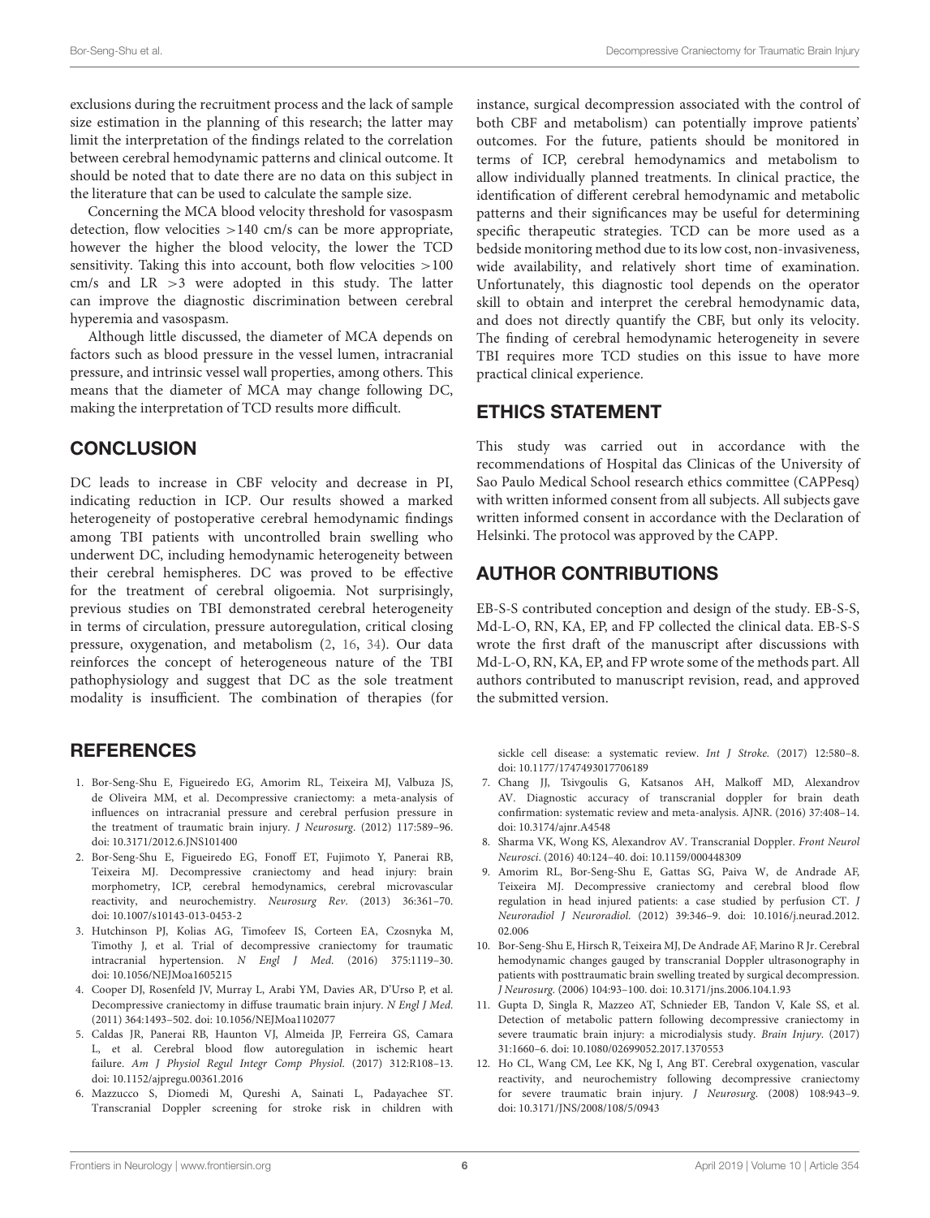exclusions during the recruitment process and the lack of sample size estimation in the planning of this research; the latter may limit the interpretation of the findings related to the correlation between cerebral hemodynamic patterns and clinical outcome. It should be noted that to date there are no data on this subject in the literature that can be used to calculate the sample size.

Concerning the MCA blood velocity threshold for vasospasm detection, flow velocities >140 cm/s can be more appropriate, however the higher the blood velocity, the lower the TCD sensitivity. Taking this into account, both flow velocities >100 cm/s and LR >3 were adopted in this study. The latter can improve the diagnostic discrimination between cerebral hyperemia and vasospasm.

Although little discussed, the diameter of MCA depends on factors such as blood pressure in the vessel lumen, intracranial pressure, and intrinsic vessel wall properties, among others. This means that the diameter of MCA may change following DC, making the interpretation of TCD results more difficult.

## CONCLUSION

DC leads to increase in CBF velocity and decrease in PI, indicating reduction in ICP. Our results showed a marked heterogeneity of postoperative cerebral hemodynamic findings among TBI patients with uncontrolled brain swelling who underwent DC, including hemodynamic heterogeneity between their cerebral hemispheres. DC was proved to be effective for the treatment of cerebral oligoemia. Not surprisingly, previous studies on TBI demonstrated cerebral heterogeneity in terms of circulation, pressure autoregulation, critical closing pressure, oxygenation, and metabolism (2, 16, 34). Our data reinforces the concept of heterogeneous nature of the TBI pathophysiology and suggest that DC as the sole treatment modality is insufficient. The combination of therapies (for instance, surgical decompression associated with the control of both CBF and metabolism) can potentially improve patients' outcomes. For the future, patients should be monitored in terms of ICP, cerebral hemodynamics and metabolism to allow individually planned treatments. In clinical practice, the identification of different cerebral hemodynamic and metabolic patterns and their significances may be useful for determining specific therapeutic strategies. TCD can be more used as a bedside monitoring method due to its low cost, non-invasiveness, wide availability, and relatively short time of examination. Unfortunately, this diagnostic tool depends on the operator skill to obtain and interpret the cerebral hemodynamic data, and does not directly quantify the CBF, but only its velocity. The finding of cerebral hemodynamic heterogeneity in severe TBI requires more TCD studies on this issue to have more practical clinical experience.

## ETHICS STATEMENT

This study was carried out in accordance with the recommendations of Hospital das Clinicas of the University of Sao Paulo Medical School research ethics committee (CAPPesq) with written informed consent from all subjects. All subjects gave written informed consent in accordance with the Declaration of Helsinki. The protocol was approved by the CAPP.

## AUTHOR CONTRIBUTIONS

EB-S-S contributed conception and design of the study. EB-S-S, Md-L-O, RN, KA, EP, and FP collected the clinical data. EB-S-S wrote the first draft of the manuscript after discussions with Md-L-O, RN, KA, EP, and FP wrote some of the methods part. All authors contributed to manuscript revision, read, and approved the submitted version.

## REFERENCES

1. Bor-Seng-Shu E, Figueiredo EG, Amorim RL, Teixeira MJ, Valbuza JS, de Oliveira MM, et al. Decompressive craniectomy: a meta-analysis of influences on intracranial pressure and cerebral perfusion pressure in the treatment of traumatic brain injury. *J Neurosurg*. (2012) 117:589–96. doi: 10.3171/2012.6.JNS101400
2. Bor-Seng-Shu E, Figueiredo EG, Fonoff ET, Fujimoto Y, Panerai RB, Teixeira MJ. Decompressive craniectomy and head injury: brain morphometry, ICP, cerebral hemodynamics, cerebral microvascular reactivity, and neurochemistry. *Neurosurg Rev*. (2013) 36:361–70. doi: 10.1007/s10143-013-0453-2
3. Hutchinson PJ, Kolias AG, Timofeev IS, Corteen EA, Czosnyka M, Timothy J, et al. Trial of decompressive craniectomy for traumatic intracranial hypertension. *N Engl J Med*. (2016) 375:1119–30. doi: 10.1056/NEJMoa1605215
4. Cooper DJ, Rosenfeld JV, Murray L, Arabi YM, Davies AR, D'Urso P, et al. Decompressive craniectomy in diffuse traumatic brain injury. *N Engl J Med*. (2011) 364:1493–502. doi: 10.1056/NEJMoa1102077
5. Caldas JR, Panerai RB, Haunton VJ, Almeida JP, Ferreira GS, Camara L, et al. Cerebral blood flow autoregulation in ischemic heart failure. *Am J Physiol Regul Integr Comp Physiol*. (2017) 312:R108–13. doi: 10.1152/ajpregu.00361.2016
6. Mazzucco S, Diomedi M, Qureshi A, Sainati L, Padayachee ST. Transcranial Doppler screening for stroke risk in children with sickle cell disease: a systematic review. *Int J Stroke*. (2017) 12:580–8. doi: 10.1177/1747493017706189
7. Chang JJ, Tsivgoulis G, Katsanos AH, Malkoff MD, Alexandrov AV. Diagnostic accuracy of transcranial doppler for brain death confirmation: systematic review and meta-analysis. AJNR. (2016) 37:408–14. doi: 10.3174/ajnr.A4548
8. Sharma VK, Wong KS, Alexandrov AV. Transcranial Doppler. *Front Neurol Neurosci*. (2016) 40:124–40. doi: 10.1159/000448309
9. Amorim RL, Bor-Seng-Shu E, Gattas SG, Paiva W, de Andrade AF, Teixeira MJ. Decompressive craniectomy and cerebral blood flow regulation in head injured patients: a case studied by perfusion CT. *J Neuroradiol J Neuroradiol*. (2012) 39:346–9. doi: 10.1016/j.neurad.2012.02.006
10. Bor-Seng-Shu E, Hirsch R, Teixeira MJ, De Andrade AF, Marino R Jr. Cerebral hemodynamic changes gauged by transcranial Doppler ultrasonography in patients with posttraumatic brain swelling treated by surgical decompression. *J Neurosurg*. (2006) 104:93–100. doi: 10.3171/jns.2006.104.1.93
11. Gupta D, Singla R, Mazzeo AT, Schnieder EB, Tandon V, Kale SS, et al. Detection of metabolic pattern following decompressive craniectomy in severe traumatic brain injury: a microdialysis study. *Brain Injury*. (2017) 31:1660–6. doi: 10.1080/02699052.2017.1370553
12. Ho CL, Wang CM, Lee KK, Ng I, Ang BT. Cerebral oxygenation, vascular reactivity, and neurochemistry following decompressive craniectomy for severe traumatic brain injury. *J Neurosurg*. (2008) 108:943–9. doi: 10.3171/JNS/2008/108/5/0943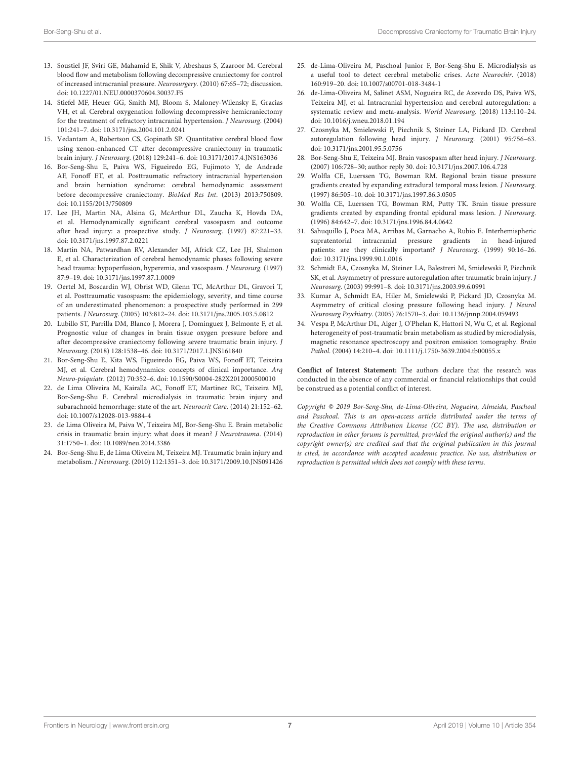13. Soustiel JF, Sviri GE, Mahamid E, Shik V, Abeshaus S, Zaaroor M. Cerebral blood flow and metabolism following decompressive craniectomy for control of increased intracranial pressure. *Neurosurgery*. (2010) 67:65–72; discussion. doi: 10.1227/01.NEU.0000370604.30037.F5
14. Stiefel MF, Heuer GG, Smith MJ, Bloom S, Maloney-Wilensky E, Gracias VH, et al. Cerebral oxygenation following decompressive hemicraniectomy for the treatment of refractory intracranial hypertension. *J Neurosurg*. (2004) 101:241–7. doi: 10.3171/jns.2004.101.2.0241
15. Vedantam A, Robertson CS, Gopinath SP. Quantitative cerebral blood flow using xenon-enhanced CT after decompressive craniectomy in traumatic brain injury. *J Neurosurg*. (2018) 129:241–6. doi: 10.3171/2017.4.JNS163036
16. Bor-Seng-Shu E, Paiva WS, Figueiredo EG, Fujimoto Y, de Andrade AF, Fonoff ET, et al. Posttraumatic refractory intracranial hypertension and brain herniation syndrome: cerebral hemodynamic assessment before decompressive craniectomy. *BioMed Res Int*. (2013) 2013:750809. doi: 10.1155/2013/750809
17. Lee JH, Martin NA, Alsina G, McArthur DL, Zaucha K, Hovda DA, et al. Hemodynamically significant cerebral vasospasm and outcome after head injury: a prospective study. *J Neurosurg*. (1997) 87:221–33. doi: 10.3171/jns.1997.87.2.0221
18. Martin NA, Patwardhan RV, Alexander MJ, Africk CZ, Lee JH, Shalmon E, et al. Characterization of cerebral hemodynamic phases following severe head trauma: hypoperfusion, hyperemia, and vasospasm. *J Neurosurg*. (1997) 87:9–19. doi: 10.3171/jns.1997.87.1.0009
19. Oertel M, Boscardin WJ, Obrist WD, Glenn TC, McArthur DL, Gravori T, et al. Posttraumatic vasospasm: the epidemiology, severity, and time course of an underestimated phenomenon: a prospective study performed in 299 patients. *J Neurosurg*. (2005) 103:812–24. doi: 10.3171/jns.2005.103.5.0812
20. Lubillo ST, Parrilla DM, Blanco J, Morera J, Dominguez J, Belmonte F, et al. Prognostic value of changes in brain tissue oxygen pressure before and after decompressive craniectomy following severe traumatic brain injury. *J Neurosurg*. (2018) 128:1538–46. doi: 10.3171/2017.1.JNS161840
21. Bor-Seng-Shu E, Kita WS, Figueiredo EG, Paiva WS, Fonoff ET, Teixeira MJ, et al. Cerebral hemodynamics: concepts of clinical importance. *Arq Neuro-psiquiatr*. (2012) 70:352–6. doi: 10.1590/S0004-282X2012000500010
22. de Lima Oliveira M, Kairalla AC, Fonoff ET, Martinez RC, Teixeira MJ, Bor-Seng-Shu E. Cerebral microdialysis in traumatic brain injury and subarachnoid hemorrhage: state of the art. *Neurocrit Care*. (2014) 21:152–62. doi: 10.1007/s12028-013-9884-4
23. de Lima Oliveira M, Paiva W, Teixeira MJ, Bor-Seng-Shu E. Brain metabolic crisis in traumatic brain injury: what does it mean? *J Neurotrauma*. (2014) 31:1750–1. doi: 10.1089/neu.2014.3386
24. Bor-Seng-Shu E, de Lima Oliveira M, Teixeira MJ. Traumatic brain injury and metabolism. *J Neurosurg*. (2010) 112:1351–3. doi: 10.3171/2009.10.JNS091426
25. de-Lima-Oliveira M, Paschoal Junior F, Bor-Seng-Shu E. Microdialysis as a useful tool to detect cerebral metabolic crises. *Acta Neurochir*. (2018) 160:919–20. doi: 10.1007/s00701-018-3484-1
26. de-Lima-Oliveira M, Salinet ASM, Nogueira RC, de Azevedo DS, Paiva WS, Teixeira MJ, et al. Intracranial hypertension and cerebral autoregulation: a systematic review and meta-analysis. *World Neurosurg*. (2018) 113:110–24. doi: 10.1016/j.wneu.2018.01.194
27. Czosnyka M, Smielewski P, Piechnik S, Steiner LA, Pickard JD. Cerebral autoregulation following head injury. *J Neurosurg*. (2001) 95:756–63. doi: 10.3171/jns.2001.95.5.0756
28. Bor-Seng-Shu E, Teixeira MJ. Brain vasospasm after head injury. *J Neurosurg*. (2007) 106:728–30; author reply 30. doi: 10.3171/jns.2007.106.4.728
29. Wolfla CE, Luerssen TG, Bowman RM. Regional brain tissue pressure gradients created by expanding extradural temporal mass lesion. *J Neurosurg*. (1997) 86:505–10. doi: 10.3171/jns.1997.86.3.0505
30. Wolfla CE, Luerssen TG, Bowman RM, Putty TK. Brain tissue pressure gradients created by expanding frontal epidural mass lesion. *J Neurosurg*. (1996) 84:642–7. doi: 10.3171/jns.1996.84.4.0642
31. Sahuquillo J, Poca MA, Arribas M, Garnacho A, Rubio E. Interhemispheric supratentorial intracranial pressure gradients in head-injured patients: are they clinically important? *J Neurosurg*. (1999) 90:16–26. doi: 10.3171/jns.1999.90.1.0016
32. Schmidt EA, Czosnyka M, Steiner LA, Balestreri M, Smielewski P, Piechnik SK, et al. Asymmetry of pressure autoregulation after traumatic brain injury. *J Neurosurg*. (2003) 99:991–8. doi: 10.3171/jns.2003.99.6.0991
33. Kumar A, Schmidt EA, Hiler M, Smielewski P, Pickard JD, Czosnyka M. Asymmetry of critical closing pressure following head injury. *J Neurol Neurosurg Psychiatry*. (2005) 76:1570–3. doi: 10.1136/jnnp.2004.059493
34. Vespa P, McArthur DL, Alger J, O'Phelan K, Hattori N, Wu C, et al. Regional heterogeneity of post-traumatic brain metabolism as studied by microdialysis, magnetic resonance spectroscopy and positron emission tomography. *Brain Pathol*. (2004) 14:210–4. doi: 10.1111/j.1750-3639.2004.tb00055.x

**Conflict of Interest Statement:** The authors declare that the research was conducted in the absence of any commercial or financial relationships that could be construed as a potential conflict of interest.

*Copyright © 2019 Bor-Seng-Shu, de-Lima-Oliveira, Nogueira, Almeida, Paschoal and Paschoal. This is an open-access article distributed under the terms of the Creative Commons Attribution License (CC BY). The use, distribution or reproduction in other forums is permitted, provided the original author(s) and the copyright owner(s) are credited and that the original publication in this journal is cited, in accordance with accepted academic practice. No use, distribution or reproduction is permitted which does not comply with these terms.*